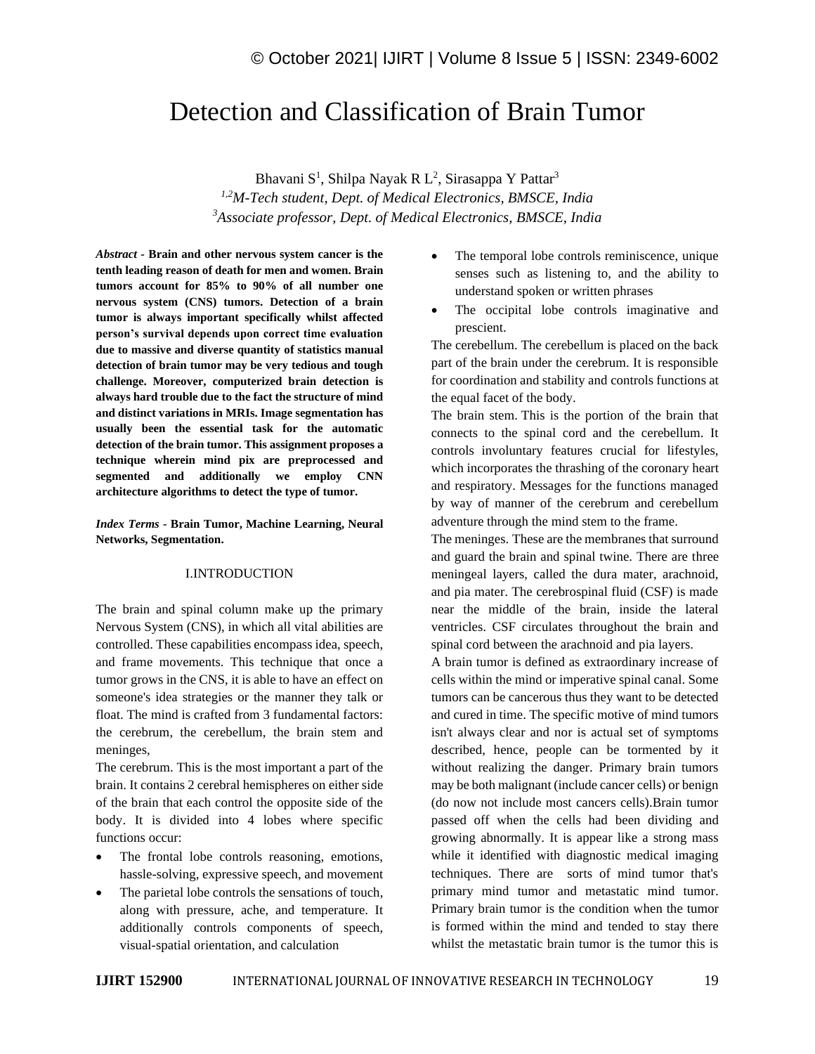# Detection and Classification of Brain Tumor

Bhavani S[1], Shilpa Nayak R L[2], Sirasappa Y Pattar[3]

[1,2]*M-Tech student, Dept. of Medical Electronics, BMSCE, India*

[3]*Associate professor, Dept. of Medical Electronics, BMSCE, India*

***Abstract* - Brain and other nervous system cancer is the tenth leading reason of death for men and women. Brain tumors account for 85% to 90% of all number one nervous system (CNS) tumors. Detection of a brain tumor is always important specifically whilst affected person's survival depends upon correct time evaluation due to massive and diverse quantity of statistics manual detection of brain tumor may be very tedious and tough challenge. Moreover, computerized brain detection is always hard trouble due to the fact the structure of mind and distinct variations in MRIs. Image segmentation has usually been the essential task for the automatic detection of the brain tumor. This assignment proposes a technique wherein mind pix are preprocessed and segmented and additionally we employ CNN architecture algorithms to detect the type of tumor.**

***Index Terms* - Brain Tumor, Machine Learning, Neural Networks, Segmentation.**

## I.INTRODUCTION

The brain and spinal column make up the primary Nervous System (CNS), in which all vital abilities are controlled. These capabilities encompass idea, speech, and frame movements. This technique that once a tumor grows in the CNS, it is able to have an effect on someone's idea strategies or the manner they talk or float. The mind is crafted from 3 fundamental factors: the cerebrum, the cerebellum, the brain stem and meninges,

The cerebrum. This is the most important a part of the brain. It contains 2 cerebral hemispheres on either side of the brain that each control the opposite side of the body. It is divided into 4 lobes where specific functions occur:

- The frontal lobe controls reasoning, emotions, hassle-solving, expressive speech, and movement
- The parietal lobe controls the sensations of touch, along with pressure, ache, and temperature. It additionally controls components of speech, visual-spatial orientation, and calculation
- The temporal lobe controls reminiscence, unique senses such as listening to, and the ability to understand spoken or written phrases
- The occipital lobe controls imaginative and prescient.

The cerebellum. The cerebellum is placed on the back part of the brain under the cerebrum. It is responsible for coordination and stability and controls functions at the equal facet of the body.

The brain stem. This is the portion of the brain that connects to the spinal cord and the cerebellum. It controls involuntary features crucial for lifestyles, which incorporates the thrashing of the coronary heart and respiratory. Messages for the functions managed by way of manner of the cerebrum and cerebellum adventure through the mind stem to the frame.

The meninges. These are the membranes that surround and guard the brain and spinal twine. There are three meningeal layers, called the dura mater, arachnoid, and pia mater. The cerebrospinal fluid (CSF) is made near the middle of the brain, inside the lateral ventricles. CSF circulates throughout the brain and spinal cord between the arachnoid and pia layers.

A brain tumor is defined as extraordinary increase of cells within the mind or imperative spinal canal. Some tumors can be cancerous thus they want to be detected and cured in time. The specific motive of mind tumors isn't always clear and nor is actual set of symptoms described, hence, people can be tormented by it without realizing the danger. Primary brain tumors may be both malignant (include cancer cells) or benign (do now not include most cancers cells).Brain tumor passed off when the cells had been dividing and growing abnormally. It is appear like a strong mass while it identified with diagnostic medical imaging techniques. There are sorts of mind tumor that's primary mind tumor and metastatic mind tumor. Primary brain tumor is the condition when the tumor is formed within the mind and tended to stay there whilst the metastatic brain tumor is the tumor this is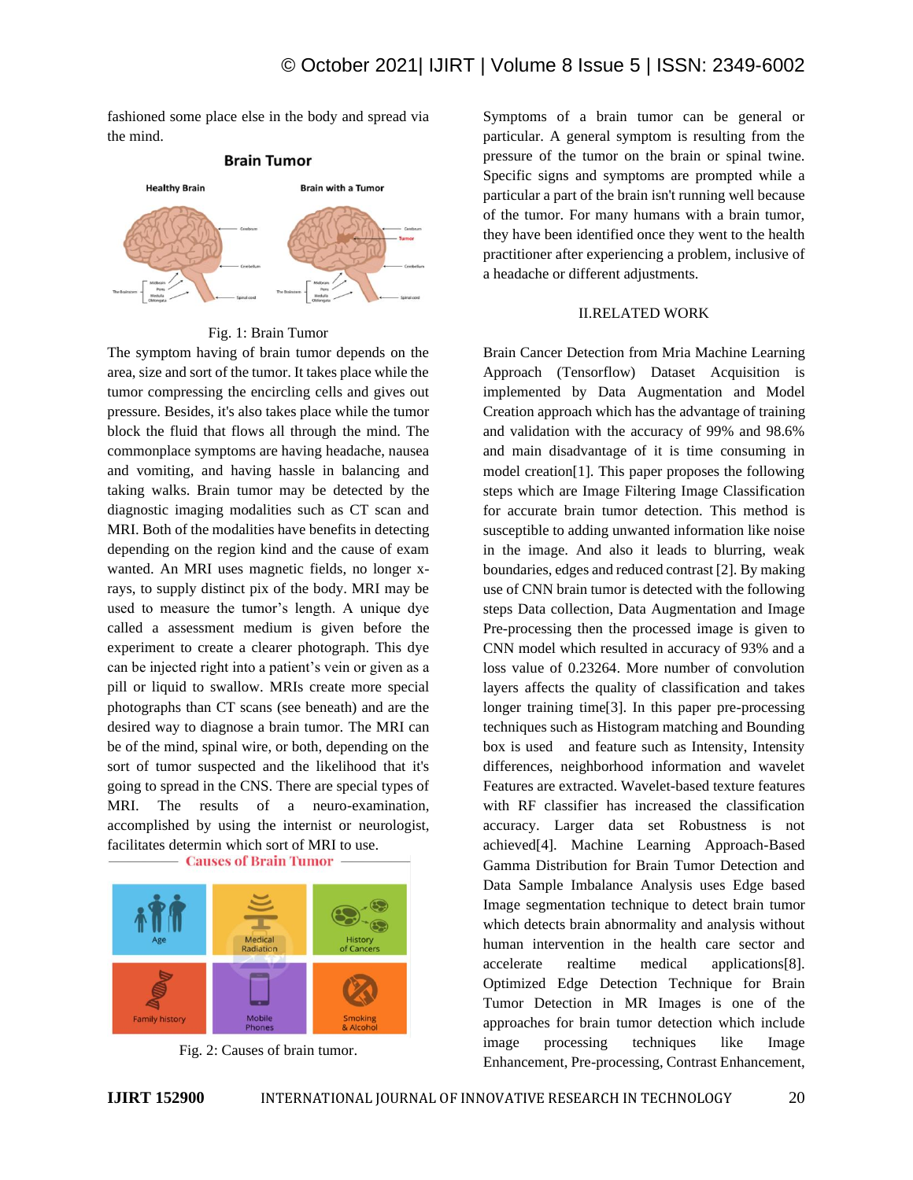fashioned some place else in the body and spread via the mind.

Fig. 1: Brain Tumor

The symptom having of brain tumor depends on the area, size and sort of the tumor. It takes place while the tumor compressing the encircling cells and gives out pressure. Besides, it's also takes place while the tumor block the fluid that flows all through the mind. The commonplace symptoms are having headache, nausea and vomiting, and having hassle in balancing and taking walks. Brain tumor may be detected by the diagnostic imaging modalities such as CT scan and MRI. Both of the modalities have benefits in detecting depending on the region kind and the cause of exam wanted. An MRI uses magnetic fields, no longer x-rays, to supply distinct pix of the body. MRI may be used to measure the tumor's length. A unique dye called a assessment medium is given before the experiment to create a clearer photograph. This dye can be injected right into a patient's vein or given as a pill or liquid to swallow. MRIs create more special photographs than CT scans (see beneath) and are the desired way to diagnose a brain tumor. The MRI can be of the mind, spinal wire, or both, depending on the sort of tumor suspected and the likelihood that it's going to spread in the CNS. There are special types of MRI. The results of a neuro-examination, accomplished by using the internist or neurologist, facilitates determin which sort of MRI to use.

Fig. 2: Causes of brain tumor.

Symptoms of a brain tumor can be general or particular. A general symptom is resulting from the pressure of the tumor on the brain or spinal twine. Specific signs and symptoms are prompted while a particular a part of the brain isn't running well because of the tumor. For many humans with a brain tumor, they have been identified once they went to the health practitioner after experiencing a problem, inclusive of a headache or different adjustments.

## II.RELATED WORK

Brain Cancer Detection from Mria Machine Learning Approach (Tensorflow) Dataset Acquisition is implemented by Data Augmentation and Model Creation approach which has the advantage of training and validation with the accuracy of 99% and 98.6% and main disadvantage of it is time consuming in model creation[1]. This paper proposes the following steps which are Image Filtering Image Classification for accurate brain tumor detection. This method is susceptible to adding unwanted information like noise in the image. And also it leads to blurring, weak boundaries, edges and reduced contrast [2]. By making use of CNN brain tumor is detected with the following steps Data collection, Data Augmentation and Image Pre-processing then the processed image is given to CNN model which resulted in accuracy of 93% and a loss value of 0.23264. More number of convolution layers affects the quality of classification and takes longer training time[3]. In this paper pre-processing techniques such as Histogram matching and Bounding box is used and feature such as Intensity, Intensity differences, neighborhood information and wavelet Features are extracted. Wavelet-based texture features with RF classifier has increased the classification accuracy. Larger data set Robustness is not achieved[4]. Machine Learning Approach-Based Gamma Distribution for Brain Tumor Detection and Data Sample Imbalance Analysis uses Edge based Image segmentation technique to detect brain tumor which detects brain abnormality and analysis without human intervention in the health care sector and accelerate realtime medical applications[8]. Optimized Edge Detection Technique for Brain Tumor Detection in MR Images is one of the approaches for brain tumor detection which include image processing techniques like Image Enhancement, Pre-processing, Contrast Enhancement,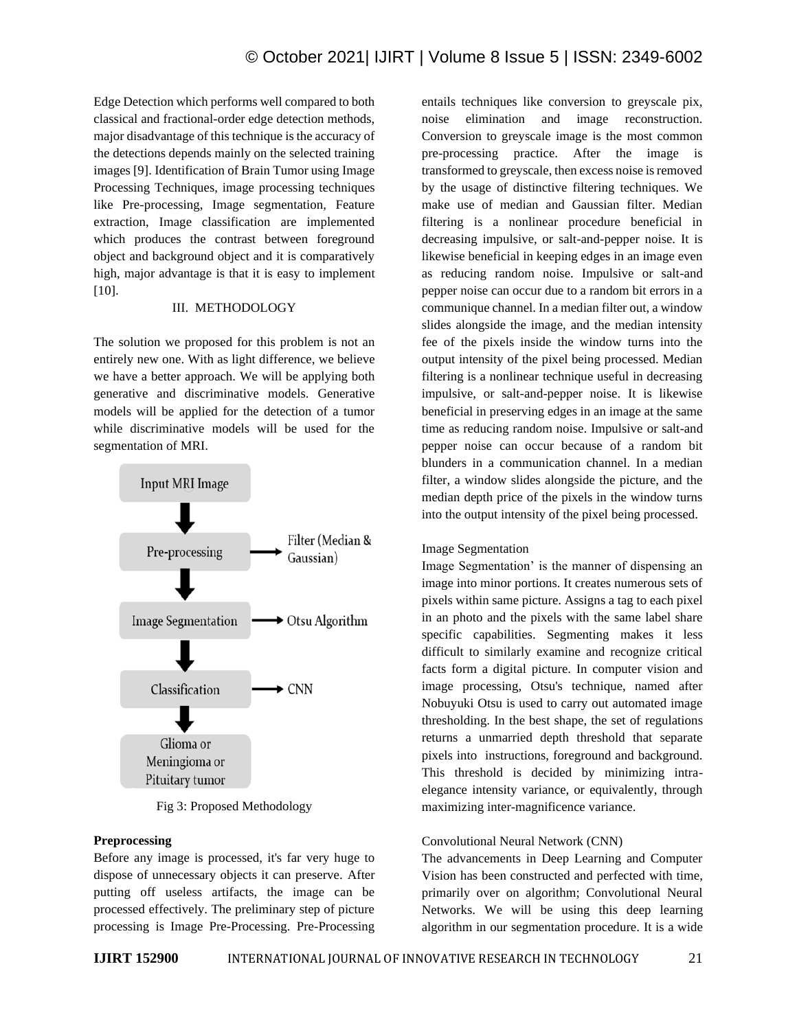Edge Detection which performs well compared to both classical and fractional-order edge detection methods, major disadvantage of this technique is the accuracy of the detections depends mainly on the selected training images [9]. Identification of Brain Tumor using Image Processing Techniques, image processing techniques like Pre-processing, Image segmentation, Feature extraction, Image classification are implemented which produces the contrast between foreground object and background object and it is comparatively high, major advantage is that it is easy to implement [10].

## III. METHODOLOGY

The solution we proposed for this problem is not an entirely new one. With as light difference, we believe we have a better approach. We will be applying both generative and discriminative models. Generative models will be applied for the detection of a tumor while discriminative models will be used for the segmentation of MRI.

Fig 3: Proposed Methodology

**Preprocessing**

Before any image is processed, it's far very huge to dispose of unnecessary objects it can preserve. After putting off useless artifacts, the image can be processed effectively. The preliminary step of picture processing is Image Pre-Processing. Pre-Processing entails techniques like conversion to greyscale pix, noise elimination and image reconstruction. Conversion to greyscale image is the most common pre-processing practice. After the image is transformed to greyscale, then excess noise is removed by the usage of distinctive filtering techniques. We make use of median and Gaussian filter. Median filtering is a nonlinear procedure beneficial in decreasing impulsive, or salt-and-pepper noise. It is likewise beneficial in keeping edges in an image even as reducing random noise. Impulsive or salt-and pepper noise can occur due to a random bit errors in a communique channel. In a median filter out, a window slides alongside the image, and the median intensity fee of the pixels inside the window turns into the output intensity of the pixel being processed. Median filtering is a nonlinear technique useful in decreasing impulsive, or salt-and-pepper noise. It is likewise beneficial in preserving edges in an image at the same time as reducing random noise. Impulsive or salt-and pepper noise can occur because of a random bit blunders in a communication channel. In a median filter, a window slides alongside the picture, and the median depth price of the pixels in the window turns into the output intensity of the pixel being processed.

Image Segmentation

Image Segmentation' is the manner of dispensing an image into minor portions. It creates numerous sets of pixels within same picture. Assigns a tag to each pixel in an photo and the pixels with the same label share specific capabilities. Segmenting makes it less difficult to similarly examine and recognize critical facts form a digital picture. In computer vision and image processing, Otsu's technique, named after Nobuyuki Otsu is used to carry out automated image thresholding. In the best shape, the set of regulations returns a unmarried depth threshold that separate pixels into instructions, foreground and background. This threshold is decided by minimizing intra-elegance intensity variance, or equivalently, through maximizing inter-magnificence variance.

Convolutional Neural Network (CNN)

The advancements in Deep Learning and Computer Vision has been constructed and perfected with time, primarily over on algorithm; Convolutional Neural Networks. We will be using this deep learning algorithm in our segmentation procedure. It is a wide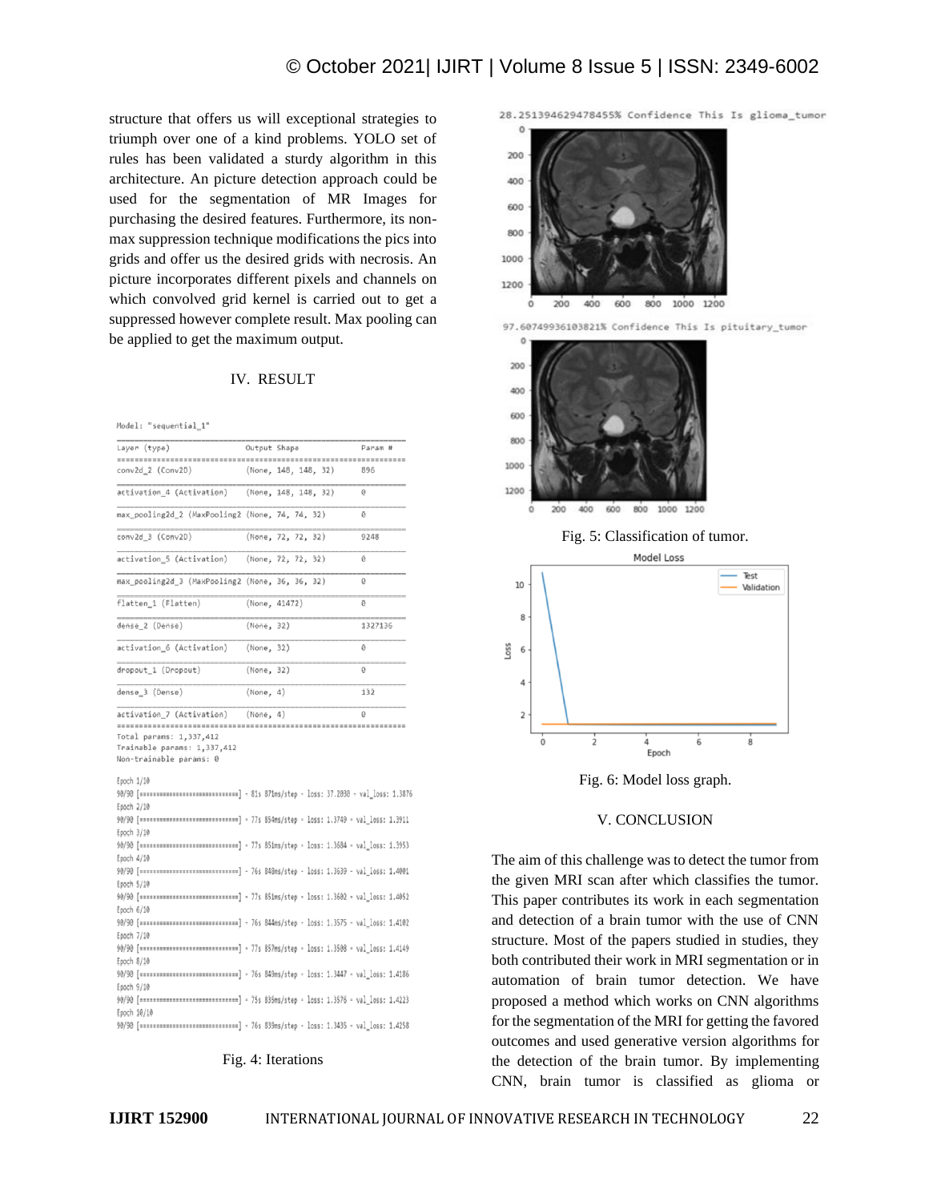structure that offers us will exceptional strategies to triumph over one of a kind problems. YOLO set of rules has been validated a sturdy algorithm in this architecture. An picture detection approach could be used for the segmentation of MR Images for purchasing the desired features. Furthermore, its non-max suppression technique modifications the pics into grids and offer us the desired grids with necrosis. An picture incorporates different pixels and channels on which convolved grid kernel is carried out to get a suppressed however complete result. Max pooling can be applied to get the maximum output.

## IV. RESULT

```
Model: "sequential_1"
_________________________________________________________________
Layer (type)                 Output Shape              Param #
=================================================================
conv2d_2 (Conv2D)            (None, 148, 148, 32)      896
_________________________________________________________________
activation_4 (Activation)    (None, 148, 148, 32)      0
_________________________________________________________________
max_pooling2d_2 (MaxPooling2 (None, 74, 74, 32)        0
_________________________________________________________________
conv2d_3 (Conv2D)            (None, 72, 72, 32)        9248
_________________________________________________________________
activation_5 (Activation)    (None, 72, 72, 32)        0
_________________________________________________________________
max_pooling2d_3 (MaxPooling2 (None, 36, 36, 32)        0
_________________________________________________________________
flatten_1 (Flatten)          (None, 41472)             0
_________________________________________________________________
dense_2 (Dense)              (None, 32)                1327136
_________________________________________________________________
activation_6 (Activation)    (None, 32)                0
_________________________________________________________________
dropout_1 (Dropout)          (None, 32)                0
_________________________________________________________________
dense_3 (Dense)              (None, 4)                 132
_________________________________________________________________
activation_7 (Activation)    (None, 4)                 0
=================================================================
Total params: 1,337,412
Trainable params: 1,337,412
Non-trainable params: 0

Epoch 1/10
90/90 [==============================] - 81s 871ms/step - loss: 37.2030 - val_loss: 1.3876
Epoch 2/10
90/90 [==============================] - 77s 854ms/step - loss: 1.3749 - val_loss: 1.3911
Epoch 3/10
90/90 [==============================] - 77s 851ms/step - loss: 1.3684 - val_loss: 1.3953
Epoch 4/10
90/90 [==============================] - 76s 848ms/step - loss: 1.3639 - val_loss: 1.4001
Epoch 5/10
90/90 [==============================] - 77s 851ms/step - loss: 1.3602 - val_loss: 1.4052
Epoch 6/10
90/90 [==============================] - 76s 844ms/step - loss: 1.3575 - val_loss: 1.4102
Epoch 7/10
90/90 [==============================] - 77s 857ms/step - loss: 1.3508 - val_loss: 1.4149
Epoch 8/10
90/90 [==============================] - 76s 849ms/step - loss: 1.3447 - val_loss: 1.4186
Epoch 9/10
90/90 [==============================] - 75s 835ms/step - loss: 1.3576 - val_loss: 1.4223
Epoch 10/10
90/90 [==============================] - 76s 839ms/step - loss: 1.3435 - val_loss: 1.4258
```

Fig. 4: Iterations

28.251394629478455% Confidence This Is glioma_tumor

97.60749936103821% Confidence This Is pituitary_tumor

Fig. 5: Classification of tumor.

Fig. 6: Model loss graph.

## V. CONCLUSION

The aim of this challenge was to detect the tumor from the given MRI scan after which classifies the tumor. This paper contributes its work in each segmentation and detection of a brain tumor with the use of CNN structure. Most of the papers studied in studies, they both contributed their work in MRI segmentation or in automation of brain tumor detection. We have proposed a method which works on CNN algorithms for the segmentation of the MRI for getting the favored outcomes and used generative version algorithms for the detection of the brain tumor. By implementing CNN, brain tumor is classified as glioma or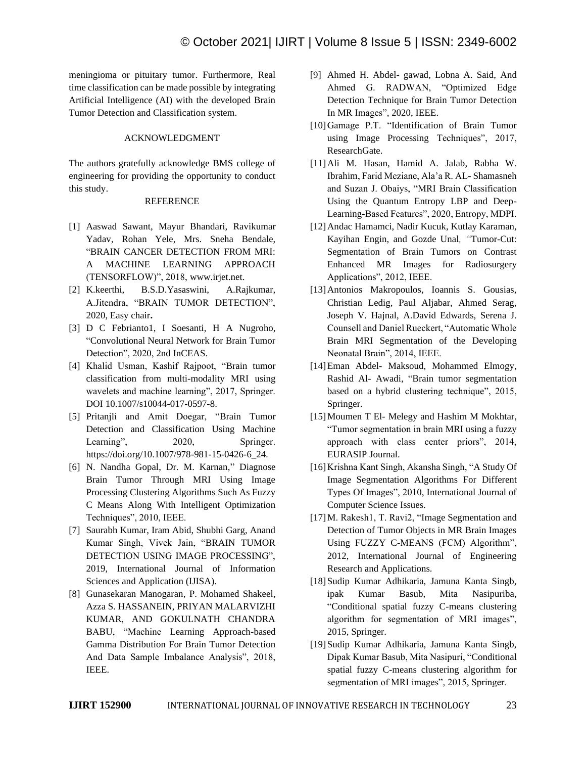meningioma or pituitary tumor. Furthermore, Real time classification can be made possible by integrating Artificial Intelligence (AI) with the developed Brain Tumor Detection and Classification system.

## ACKNOWLEDGMENT

The authors gratefully acknowledge BMS college of engineering for providing the opportunity to conduct this study.

## REFERENCE

[1] Aaswad Sawant, Mayur Bhandari, Ravikumar Yadav, Rohan Yele, Mrs. Sneha Bendale, "BRAIN CANCER DETECTION FROM MRI: A MACHINE LEARNING APPROACH (TENSORFLOW)", 2018, www.irjet.net.

[2] K.keerthi, B.S.D.Yasaswini, A.Rajkumar, A.Jitendra, "BRAIN TUMOR DETECTION", 2020, Easy chair**.**

[3] D C Febrianto1, I Soesanti, H A Nugroho, "Convolutional Neural Network for Brain Tumor Detection", 2020, 2nd InCEAS.

[4] Khalid Usman, Kashif Rajpoot, "Brain tumor classification from multi-modality MRI using wavelets and machine learning", 2017, Springer. DOI 10.1007/s10044-017-0597-8.

[5] Pritanjli and Amit Doegar, "Brain Tumor Detection and Classification Using Machine Learning", 2020, Springer. https://doi.org/10.1007/978-981-15-0426-6_24.

[6] N. Nandha Gopal, Dr. M. Karnan," Diagnose Brain Tumor Through MRI Using Image Processing Clustering Algorithms Such As Fuzzy C Means Along With Intelligent Optimization Techniques", 2010, IEEE.

[7] Saurabh Kumar, Iram Abid, Shubhi Garg, Anand Kumar Singh, Vivek Jain, "BRAIN TUMOR DETECTION USING IMAGE PROCESSING", 2019, International Journal of Information Sciences and Application (IJISA).

[8] Gunasekaran Manogaran, P. Mohamed Shakeel, Azza S. HASSANEIN, PRIYAN MALARVIZHI KUMAR, AND GOKULNATH CHANDRA BABU, "Machine Learning Approach-based Gamma Distribution For Brain Tumor Detection And Data Sample Imbalance Analysis", 2018, IEEE.

[9] Ahmed H. Abdel- gawad, Lobna A. Said, And Ahmed G. RADWAN, "Optimized Edge Detection Technique for Brain Tumor Detection In MR Images", 2020, IEEE.

[10] Gamage P.T. "Identification of Brain Tumor using Image Processing Techniques", 2017, ResearchGate.

[11] Ali M. Hasan, Hamid A. Jalab, Rabha W. Ibrahim, Farid Meziane, Ala'a R. AL- Shamasneh and Suzan J. Obaiys, "MRI Brain Classification Using the Quantum Entropy LBP and Deep-Learning-Based Features", 2020, Entropy, MDPI.

[12] Andac Hamamci, Nadir Kucuk, Kutlay Karaman, Kayihan Engin, and Gozde Unal*, "*Tumor-Cut: Segmentation of Brain Tumors on Contrast Enhanced MR Images for Radiosurgery Applications", 2012, IEEE.

[13] Antonios Makropoulos, Ioannis S. Gousias, Christian Ledig, Paul Aljabar, Ahmed Serag, Joseph V. Hajnal, A.David Edwards, Serena J. Counsell and Daniel Rueckert, "Automatic Whole Brain MRI Segmentation of the Developing Neonatal Brain", 2014, IEEE.

[14] Eman Abdel- Maksoud, Mohammed Elmogy, Rashid Al- Awadi, "Brain tumor segmentation based on a hybrid clustering technique", 2015, Springer.

[15] Moumen T El- Melegy and Hashim M Mokhtar, "Tumor segmentation in brain MRI using a fuzzy approach with class center priors", 2014, EURASIP Journal.

[16] Krishna Kant Singh, Akansha Singh, "A Study Of Image Segmentation Algorithms For Different Types Of Images", 2010, International Journal of Computer Science Issues.

[17] M. Rakesh1, T. Ravi2, "Image Segmentation and Detection of Tumor Objects in MR Brain Images Using FUZZY C-MEANS (FCM) Algorithm", 2012, International Journal of Engineering Research and Applications.

[18] Sudip Kumar Adhikaria, Jamuna Kanta Singb, ipak Kumar Basub, Mita Nasipuriba, "Conditional spatial fuzzy C-means clustering algorithm for segmentation of MRI images", 2015, Springer.

[19] Sudip Kumar Adhikaria, Jamuna Kanta Singb, Dipak Kumar Basub, Mita Nasipuri, "Conditional spatial fuzzy C-means clustering algorithm for segmentation of MRI images", 2015, Springer.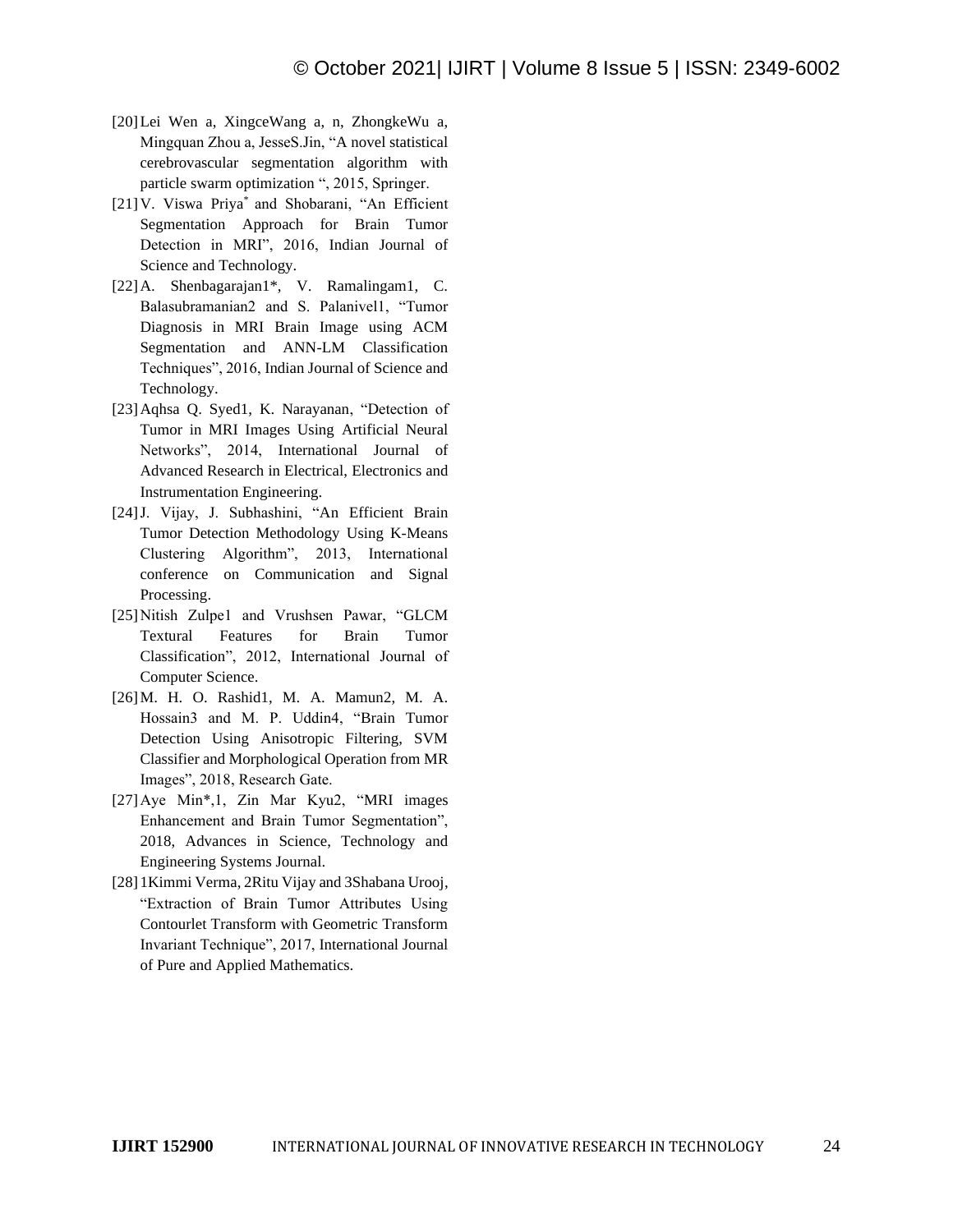[20] Lei Wen a, XingceWang a, n, ZhongkeWu a, Mingquan Zhou a, JesseS.Jin, "A novel statistical cerebrovascular segmentation algorithm with particle swarm optimization ", 2015, Springer.

[21] V. Viswa Priya* and Shobarani, "An Efficient Segmentation Approach for Brain Tumor Detection in MRI", 2016, Indian Journal of Science and Technology.

[22] A. Shenbagarajan1*, V. Ramalingam1, C. Balasubramanian2 and S. Palanivel1, "Tumor Diagnosis in MRI Brain Image using ACM Segmentation and ANN-LM Classification Techniques", 2016, Indian Journal of Science and Technology.

[23] Aqhsa Q. Syed1, K. Narayanan, "Detection of Tumor in MRI Images Using Artificial Neural Networks", 2014, International Journal of Advanced Research in Electrical, Electronics and Instrumentation Engineering.

[24] J. Vijay, J. Subhashini, "An Efficient Brain Tumor Detection Methodology Using K-Means Clustering Algorithm", 2013, International conference on Communication and Signal Processing.

[25] Nitish Zulpe1 and Vrushsen Pawar, "GLCM Textural Features for Brain Tumor Classification", 2012, International Journal of Computer Science.

[26] M. H. O. Rashid1, M. A. Mamun2, M. A. Hossain3 and M. P. Uddin4, "Brain Tumor Detection Using Anisotropic Filtering, SVM Classifier and Morphological Operation from MR Images", 2018, Research Gate.

[27] Aye Min*,1, Zin Mar Kyu2, "MRI images Enhancement and Brain Tumor Segmentation", 2018, Advances in Science, Technology and Engineering Systems Journal.

[28] 1Kimmi Verma, 2Ritu Vijay and 3Shabana Urooj, "Extraction of Brain Tumor Attributes Using Contourlet Transform with Geometric Transform Invariant Technique", 2017, International Journal of Pure and Applied Mathematics.